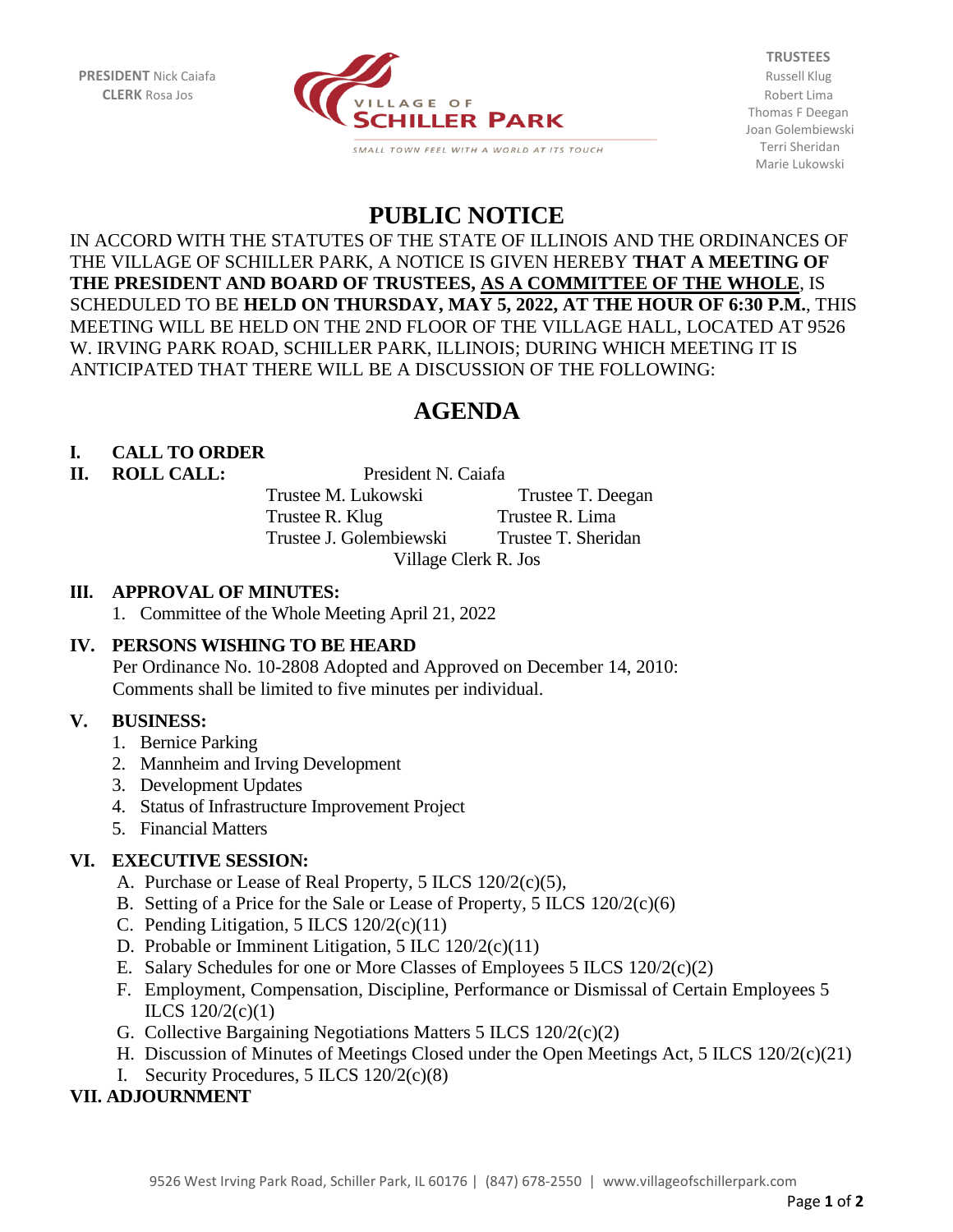**PRESIDENT** Nick Caiafa
**CLERK** Rosa Jos

VILLAGE OF
**SCHILLER PARK**
SMALL TOWN FEEL WITH A WORLD AT ITS TOUCH

**TRUSTEES**
Russell Klug
Robert Lima
Thomas F Deegan
Joan Golembiewski
Terri Sheridan
Marie Lukowski

# PUBLIC NOTICE

IN ACCORD WITH THE STATUTES OF THE STATE OF ILLINOIS AND THE ORDINANCES OF THE VILLAGE OF SCHILLER PARK, A NOTICE IS GIVEN HEREBY **THAT A MEETING OF THE PRESIDENT AND BOARD OF TRUSTEES, AS A COMMITTEE OF THE WHOLE**, IS SCHEDULED TO BE **HELD ON THURSDAY, MAY 5, 2022, AT THE HOUR OF 6:30 P.M.**, THIS MEETING WILL BE HELD ON THE 2ND FLOOR OF THE VILLAGE HALL, LOCATED AT 9526 W. IRVING PARK ROAD, SCHILLER PARK, ILLINOIS; DURING WHICH MEETING IT IS ANTICIPATED THAT THERE WILL BE A DISCUSSION OF THE FOLLOWING:

# AGENDA

**I. CALL TO ORDER**

**II. ROLL CALL:**

President N. Caiafa
Trustee M. Lukowski — Trustee T. Deegan
Trustee R. Klug — Trustee R. Lima
Trustee J. Golembiewski — Trustee T. Sheridan
Village Clerk R. Jos

**III. APPROVAL OF MINUTES:**

1. Committee of the Whole Meeting April 21, 2022

**IV. PERSONS WISHING TO BE HEARD**

Per Ordinance No. 10-2808 Adopted and Approved on December 14, 2010:
Comments shall be limited to five minutes per individual.

**V. BUSINESS:**

1. Bernice Parking
2. Mannheim and Irving Development
3. Development Updates
4. Status of Infrastructure Improvement Project
5. Financial Matters

**VI. EXECUTIVE SESSION:**

A. Purchase or Lease of Real Property, 5 ILCS 120/2(c)(5),
B. Setting of a Price for the Sale or Lease of Property, 5 ILCS 120/2(c)(6)
C. Pending Litigation, 5 ILCS 120/2(c)(11)
D. Probable or Imminent Litigation, 5 ILC 120/2(c)(11)
E. Salary Schedules for one or More Classes of Employees 5 ILCS 120/2(c)(2)
F. Employment, Compensation, Discipline, Performance or Dismissal of Certain Employees 5 ILCS 120/2(c)(1)
G. Collective Bargaining Negotiations Matters 5 ILCS 120/2(c)(2)
H. Discussion of Minutes of Meetings Closed under the Open Meetings Act, 5 ILCS 120/2(c)(21)
I. Security Procedures, 5 ILCS 120/2(c)(8)

**VII. ADJOURNMENT**

9526 West Irving Park Road, Schiller Park, IL 60176 | (847) 678-2550 | www.villageofschillerpark.com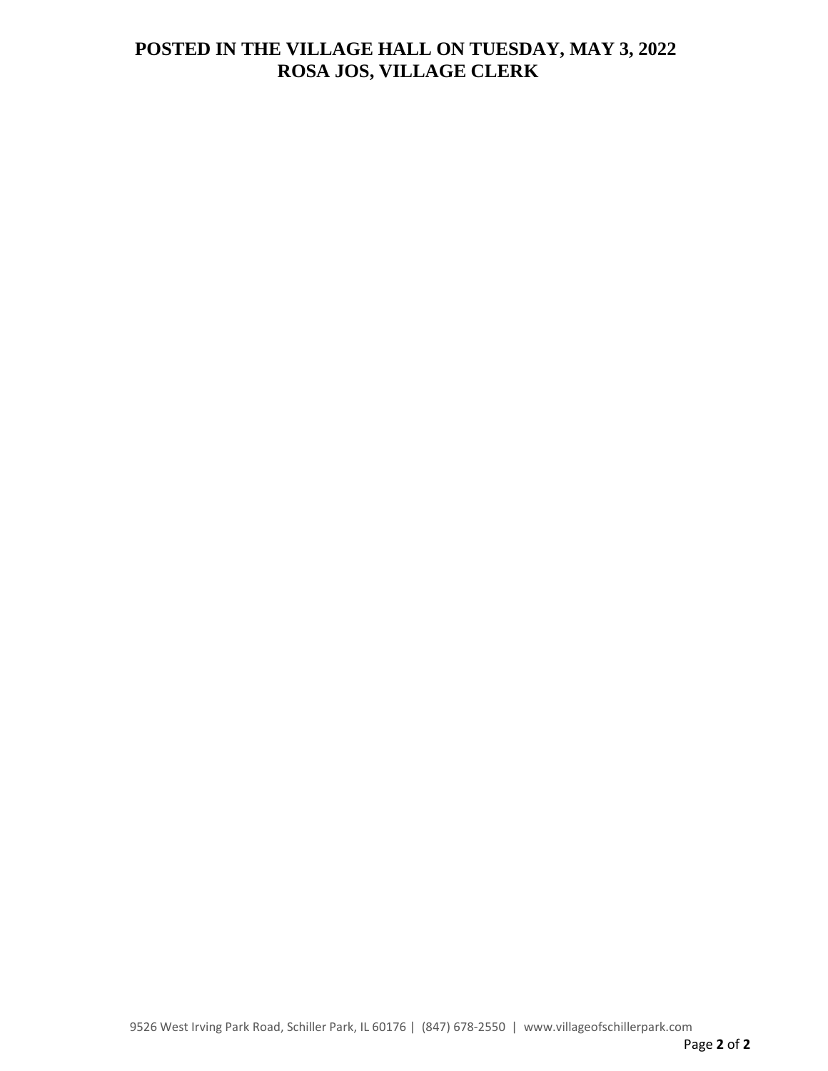**POSTED IN THE VILLAGE HALL ON TUESDAY, MAY 3, 2022**
**ROSA JOS, VILLAGE CLERK**